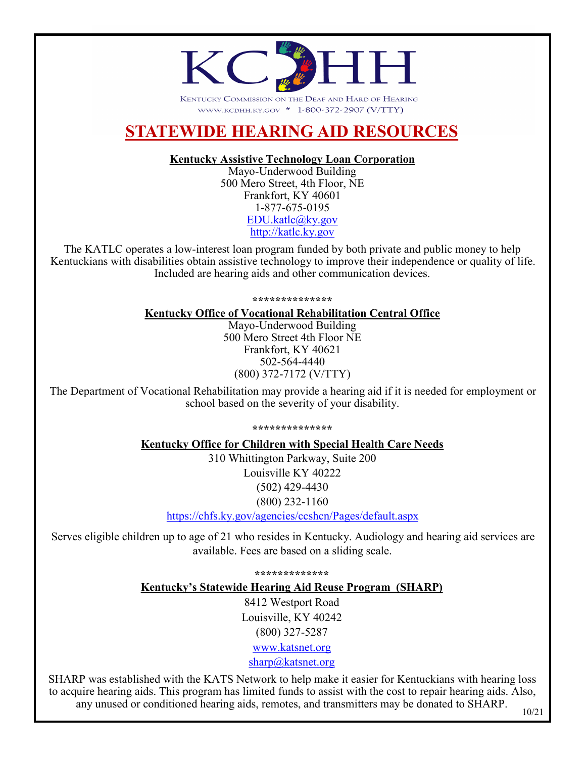# KCDHH

KENTUCKY COMMISSION ON THE DEAF AND HARD OF HEARING

WWW.KCDHH.KY.GOV * 1-800-372-2907 (V/TTY)

## STATEWIDE HEARING AID RESOURCES

**Kentucky Assistive Technology Loan Corporation**

Mayo-Underwood Building
500 Mero Street, 4th Floor, NE
Frankfort, KY 40601
1-877-675-0195
EDU.katlc@ky.gov
http://katlc.ky.gov

The KATLC operates a low-interest loan program funded by both private and public money to help Kentuckians with disabilities obtain assistive technology to improve their independence or quality of life. Included are hearing aids and other communication devices.

**************

**Kentucky Office of Vocational Rehabilitation Central Office**

Mayo-Underwood Building
500 Mero Street 4th Floor NE
Frankfort, KY 40621
502-564-4440
(800) 372-7172 (V/TTY)

The Department of Vocational Rehabilitation may provide a hearing aid if it is needed for employment or school based on the severity of your disability.

**************

**Kentucky Office for Children with Special Health Care Needs**

310 Whittington Parkway, Suite 200
Louisville KY 40222
(502) 429-4430
(800) 232-1160
https://chfs.ky.gov/agencies/ccshcn/Pages/default.aspx

Serves eligible children up to age of 21 who resides in Kentucky. Audiology and hearing aid services are available. Fees are based on a sliding scale.

*************

**Kentucky's Statewide Hearing Aid Reuse Program (SHARP)**

8412 Westport Road
Louisville, KY 40242
(800) 327-5287
www.katsnet.org
sharp@katsnet.org

SHARP was established with the KATS Network to help make it easier for Kentuckians with hearing loss to acquire hearing aids. This program has limited funds to assist with the cost to repair hearing aids. Also, any unused or conditioned hearing aids, remotes, and transmitters may be donated to SHARP.

10/21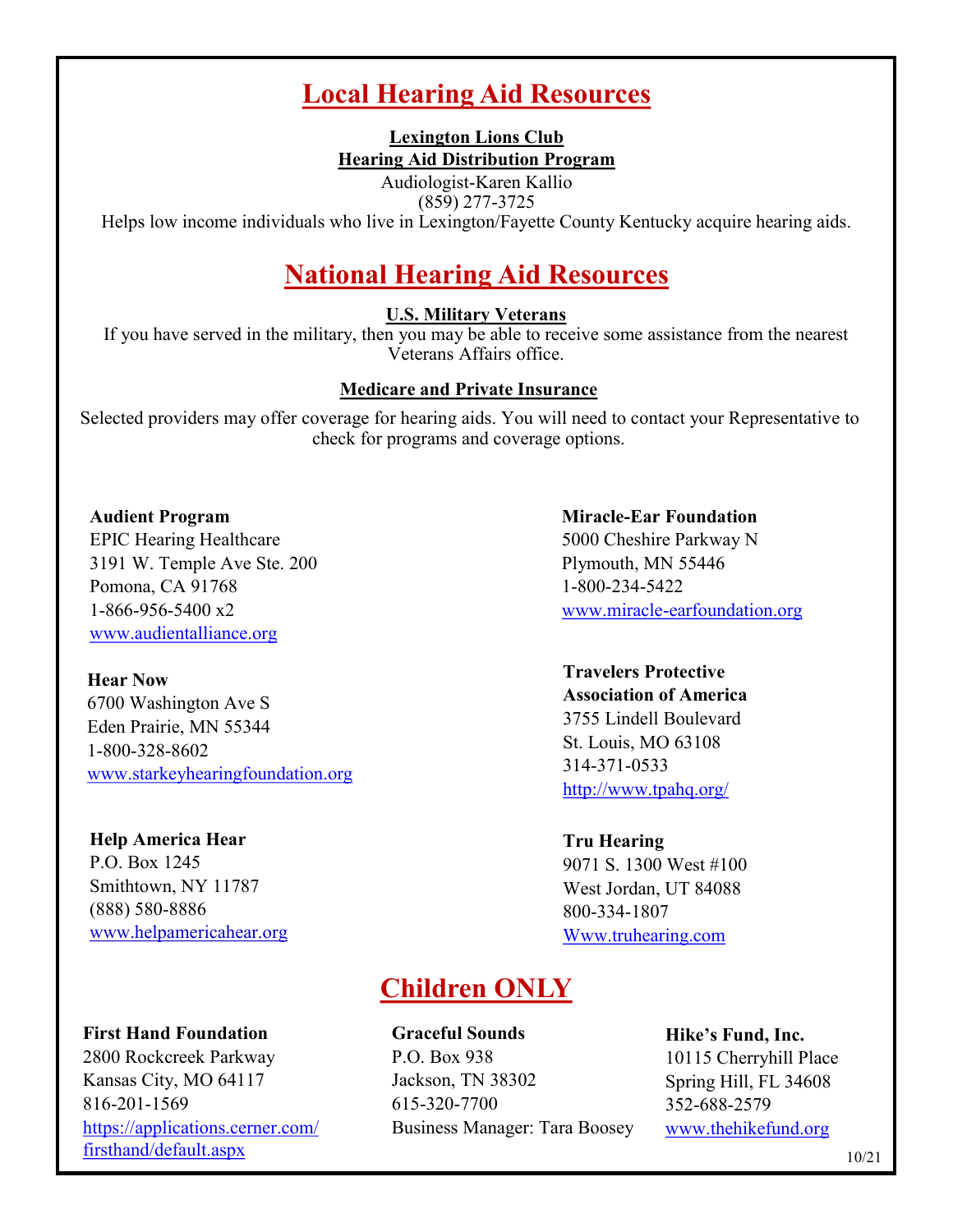# Local Hearing Aid Resources

**Lexington Lions Club**
**Hearing Aid Distribution Program**

Audiologist-Karen Kallio
(859) 277-3725
Helps low income individuals who live in Lexington/Fayette County Kentucky acquire hearing aids.

# National Hearing Aid Resources

**U.S. Military Veterans**

If you have served in the military, then you may be able to receive some assistance from the nearest Veterans Affairs office.

**Medicare and Private Insurance**

Selected providers may offer coverage for hearing aids. You will need to contact your Representative to check for programs and coverage options.

**Audient Program**
EPIC Hearing Healthcare
3191 W. Temple Ave Ste. 200
Pomona, CA 91768
1-866-956-5400 x2
www.audientalliance.org

**Hear Now**
6700 Washington Ave S
Eden Prairie, MN 55344
1-800-328-8602
www.starkeyhearingfoundation.org

**Help America Hear**
P.O. Box 1245
Smithtown, NY 11787
(888) 580-8886
www.helpamericahear.org

**Miracle-Ear Foundation**
5000 Cheshire Parkway N
Plymouth, MN 55446
1-800-234-5422
www.miracle-earfoundation.org

**Travelers Protective Association of America**
3755 Lindell Boulevard
St. Louis, MO 63108
314-371-0533
http://www.tpahq.org/

**Tru Hearing**
9071 S. 1300 West #100
West Jordan, UT 84088
800-334-1807
Www.truhearing.com

# Children ONLY

**First Hand Foundation**
2800 Rockcreek Parkway
Kansas City, MO 64117
816-201-1569
https://applications.cerner.com/firsthand/default.aspx

**Graceful Sounds**
P.O. Box 938
Jackson, TN 38302
615-320-7700
Business Manager: Tara Boosey

**Hike's Fund, Inc.**
10115 Cherryhill Place
Spring Hill, FL 34608
352-688-2579
www.thehikefund.org

10/21